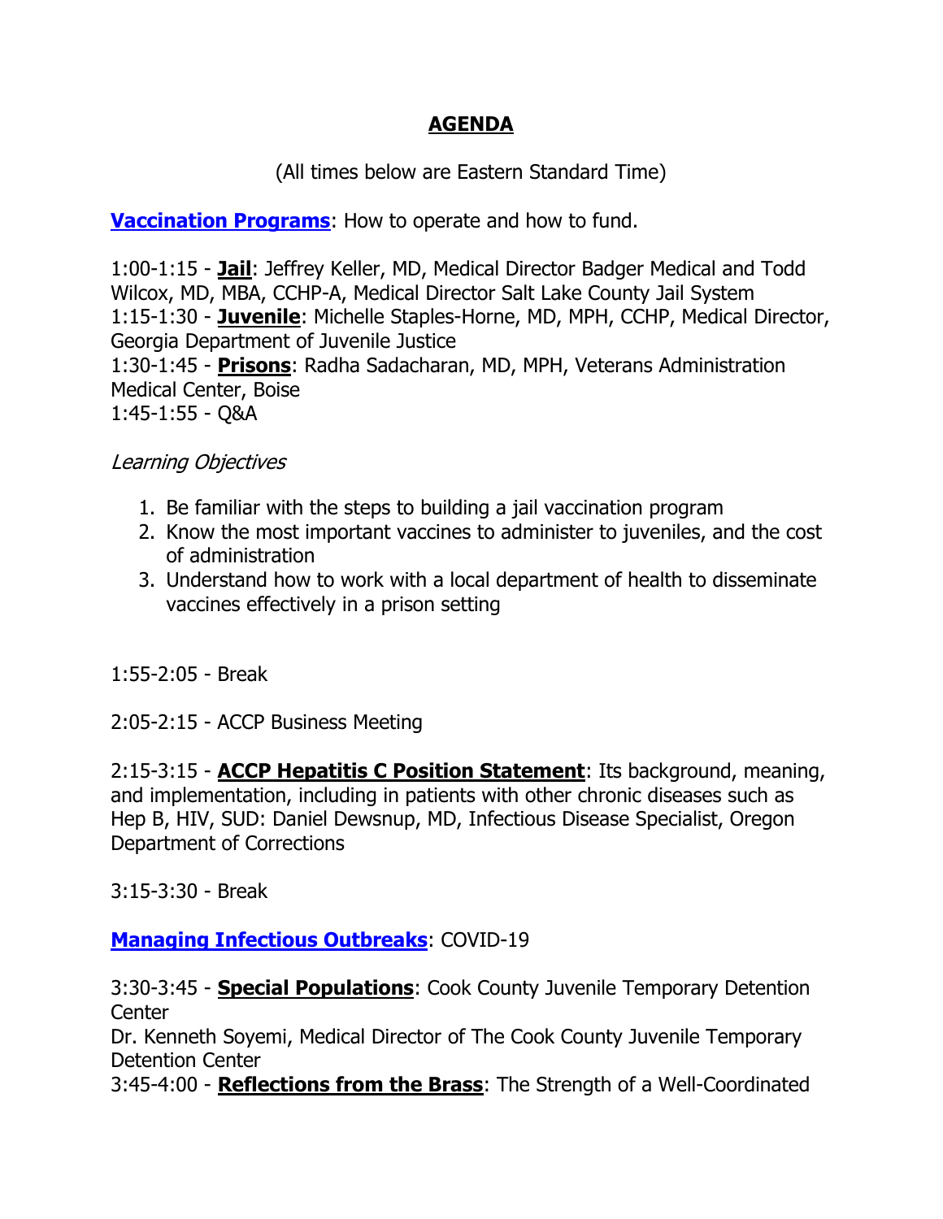# **AGENDA**

(All times below are Eastern Standard Time)

**Vaccination Programs**: How to operate and how to fund.

1:00-1:15 - **Jail**: Jeffrey Keller, MD, Medical Director Badger Medical and Todd Wilcox, MD, MBA, CCHP-A, Medical Director Salt Lake County Jail System
1:15-1:30 - **Juvenile**: Michelle Staples-Horne, MD, MPH, CCHP, Medical Director, Georgia Department of Juvenile Justice
1:30-1:45 - **Prisons**: Radha Sadacharan, MD, MPH, Veterans Administration Medical Center, Boise
1:45-1:55 - Q&A

*Learning Objectives*

1. Be familiar with the steps to building a jail vaccination program
2. Know the most important vaccines to administer to juveniles, and the cost of administration
3. Understand how to work with a local department of health to disseminate vaccines effectively in a prison setting

1:55-2:05 - Break

2:05-2:15 - ACCP Business Meeting

2:15-3:15 - **ACCP Hepatitis C Position Statement**: Its background, meaning, and implementation, including in patients with other chronic diseases such as Hep B, HIV, SUD: Daniel Dewsnup, MD, Infectious Disease Specialist, Oregon Department of Corrections

3:15-3:30 - Break

**Managing Infectious Outbreaks**: COVID-19

3:30-3:45 - **Special Populations**: Cook County Juvenile Temporary Detention Center
Dr. Kenneth Soyemi, Medical Director of The Cook County Juvenile Temporary Detention Center
3:45-4:00 - **Reflections from the Brass**: The Strength of a Well-Coordinated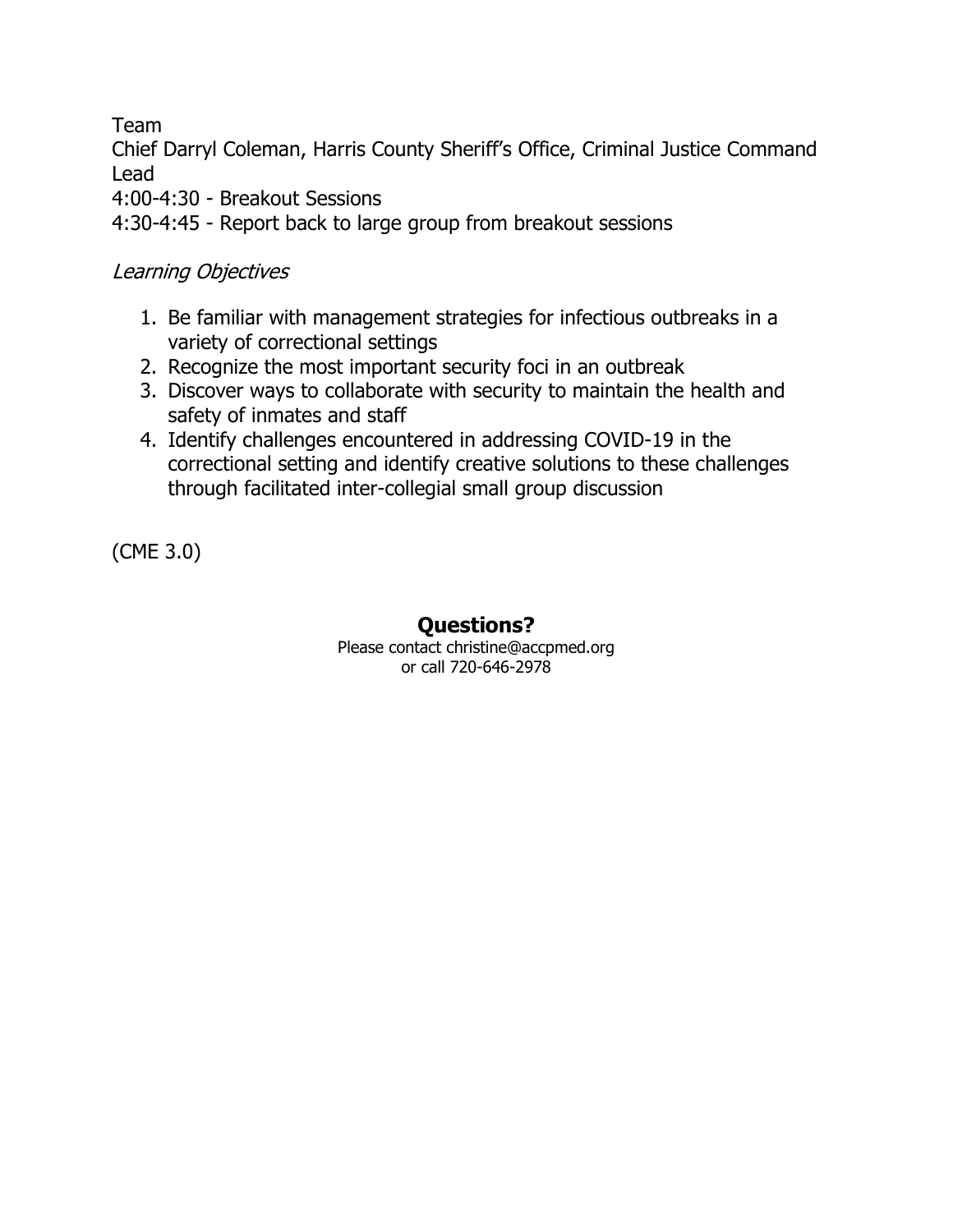Team
Chief Darryl Coleman, Harris County Sheriff's Office, Criminal Justice Command Lead
4:00-4:30 - Breakout Sessions
4:30-4:45 - Report back to large group from breakout sessions

*Learning Objectives*

1. Be familiar with management strategies for infectious outbreaks in a variety of correctional settings
2. Recognize the most important security foci in an outbreak
3. Discover ways to collaborate with security to maintain the health and safety of inmates and staff
4. Identify challenges encountered in addressing COVID-19 in the correctional setting and identify creative solutions to these challenges through facilitated inter-collegial small group discussion

(CME 3.0)

## Questions?

Please contact christine@accpmed.org
or call 720-646-2978